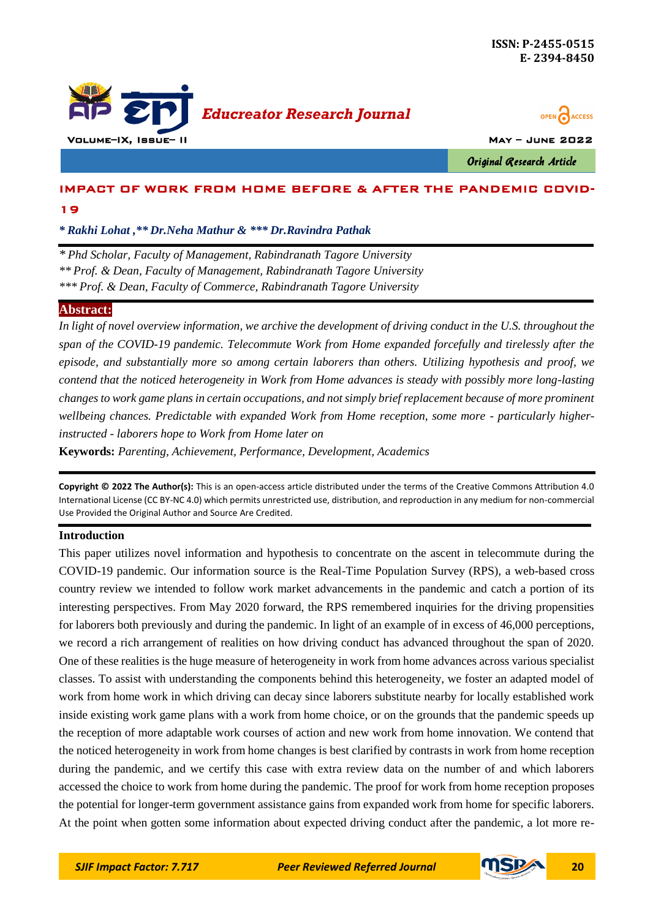# IMPACT OF WORK FROM HOME BEFORE & AFTER THE PANDEMIC COVID-19

*\* Rakhi Lohat ,\*\* Dr.Neha Mathur & \*\*\* Dr.Ravindra Pathak*

*\* Phd Scholar, Faculty of Management, Rabindranath Tagore University*
*\*\* Prof. & Dean, Faculty of Management, Rabindranath Tagore University*
*\*\*\* Prof. & Dean, Faculty of Commerce, Rabindranath Tagore University*

**Abstract:**

*In light of novel overview information, we archive the development of driving conduct in the U.S. throughout the span of the COVID-19 pandemic. Telecommute Work from Home expanded forcefully and tirelessly after the episode, and substantially more so among certain laborers than others. Utilizing hypothesis and proof, we contend that the noticed heterogeneity in Work from Home advances is steady with possibly more long-lasting changes to work game plans in certain occupations, and not simply brief replacement because of more prominent wellbeing chances. Predictable with expanded Work from Home reception, some more - particularly higher-instructed - laborers hope to Work from Home later on*

**Keywords:** *Parenting, Achievement, Performance, Development, Academics*

**Copyright © 2022 The Author(s):** This is an open-access article distributed under the terms of the Creative Commons Attribution 4.0 International License (CC BY-NC 4.0) which permits unrestricted use, distribution, and reproduction in any medium for non-commercial Use Provided the Original Author and Source Are Credited.

## Introduction

This paper utilizes novel information and hypothesis to concentrate on the ascent in telecommute during the COVID-19 pandemic. Our information source is the Real-Time Population Survey (RPS), a web-based cross country review we intended to follow work market advancements in the pandemic and catch a portion of its interesting perspectives. From May 2020 forward, the RPS remembered inquiries for the driving propensities for laborers both previously and during the pandemic. In light of an example of in excess of 46,000 perceptions, we record a rich arrangement of realities on how driving conduct has advanced throughout the span of 2020. One of these realities is the huge measure of heterogeneity in work from home advances across various specialist classes. To assist with understanding the components behind this heterogeneity, we foster an adapted model of work from home work in which driving can decay since laborers substitute nearby for locally established work inside existing work game plans with a work from home choice, or on the grounds that the pandemic speeds up the reception of more adaptable work courses of action and new work from home innovation. We contend that the noticed heterogeneity in work from home changes is best clarified by contrasts in work from home reception during the pandemic, and we certify this case with extra review data on the number of and which laborers accessed the choice to work from home during the pandemic. The proof for work from home reception proposes the potential for longer-term government assistance gains from expanded work from home for specific laborers. At the point when gotten some information about expected driving conduct after the pandemic, a lot more re-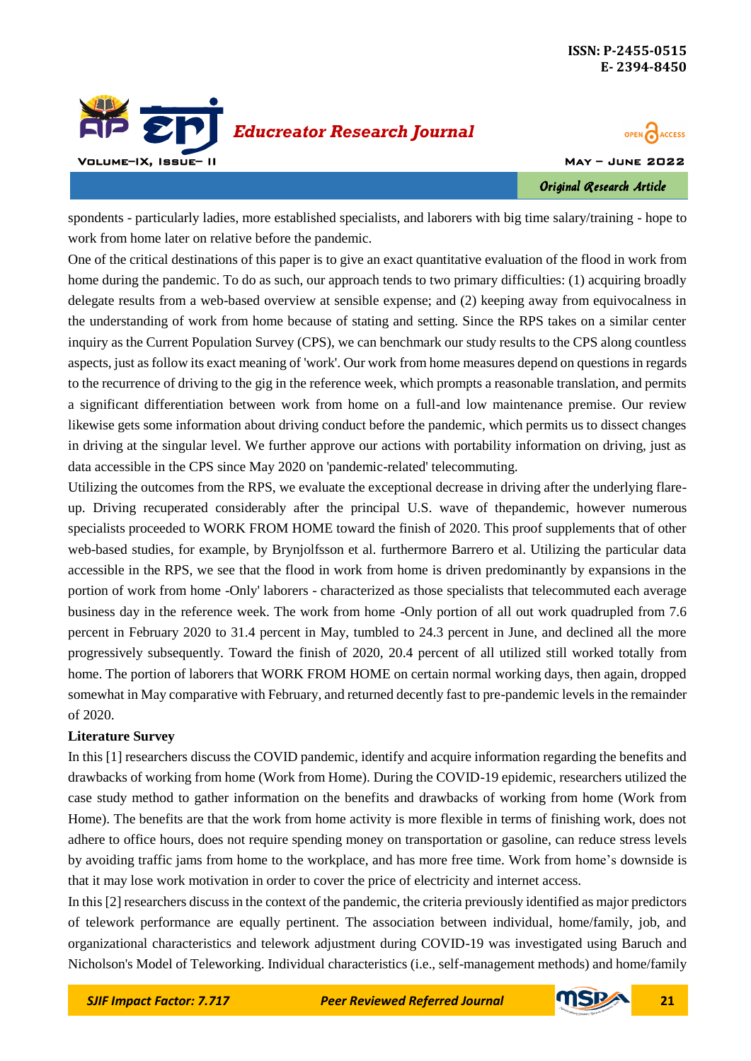spondents - particularly ladies, more established specialists, and laborers with big time salary/training - hope to work from home later on relative before the pandemic.

One of the critical destinations of this paper is to give an exact quantitative evaluation of the flood in work from home during the pandemic. To do as such, our approach tends to two primary difficulties: (1) acquiring broadly delegate results from a web-based overview at sensible expense; and (2) keeping away from equivocalness in the understanding of work from home because of stating and setting. Since the RPS takes on a similar center inquiry as the Current Population Survey (CPS), we can benchmark our study results to the CPS along countless aspects, just as follow its exact meaning of 'work'. Our work from home measures depend on questions in regards to the recurrence of driving to the gig in the reference week, which prompts a reasonable translation, and permits a significant differentiation between work from home on a full-and low maintenance premise. Our review likewise gets some information about driving conduct before the pandemic, which permits us to dissect changes in driving at the singular level. We further approve our actions with portability information on driving, just as data accessible in the CPS since May 2020 on 'pandemic-related' telecommuting.

Utilizing the outcomes from the RPS, we evaluate the exceptional decrease in driving after the underlying flare-up. Driving recuperated considerably after the principal U.S. wave of thepandemic, however numerous specialists proceeded to WORK FROM HOME toward the finish of 2020. This proof supplements that of other web-based studies, for example, by Brynjolfsson et al. furthermore Barrero et al. Utilizing the particular data accessible in the RPS, we see that the flood in work from home is driven predominantly by expansions in the portion of work from home -Only' laborers - characterized as those specialists that telecommuted each average business day in the reference week. The work from home -Only portion of all out work quadrupled from 7.6 percent in February 2020 to 31.4 percent in May, tumbled to 24.3 percent in June, and declined all the more progressively subsequently. Toward the finish of 2020, 20.4 percent of all utilized still worked totally from home. The portion of laborers that WORK FROM HOME on certain normal working days, then again, dropped somewhat in May comparative with February, and returned decently fast to pre-pandemic levels in the remainder of 2020.

**Literature Survey**

In this [1] researchers discuss the COVID pandemic, identify and acquire information regarding the benefits and drawbacks of working from home (Work from Home). During the COVID-19 epidemic, researchers utilized the case study method to gather information on the benefits and drawbacks of working from home (Work from Home). The benefits are that the work from home activity is more flexible in terms of finishing work, does not adhere to office hours, does not require spending money on transportation or gasoline, can reduce stress levels by avoiding traffic jams from home to the workplace, and has more free time. Work from home's downside is that it may lose work motivation in order to cover the price of electricity and internet access.

In this [2] researchers discuss in the context of the pandemic, the criteria previously identified as major predictors of telework performance are equally pertinent. The association between individual, home/family, job, and organizational characteristics and telework adjustment during COVID-19 was investigated using Baruch and Nicholson's Model of Teleworking. Individual characteristics (i.e., self-management methods) and home/family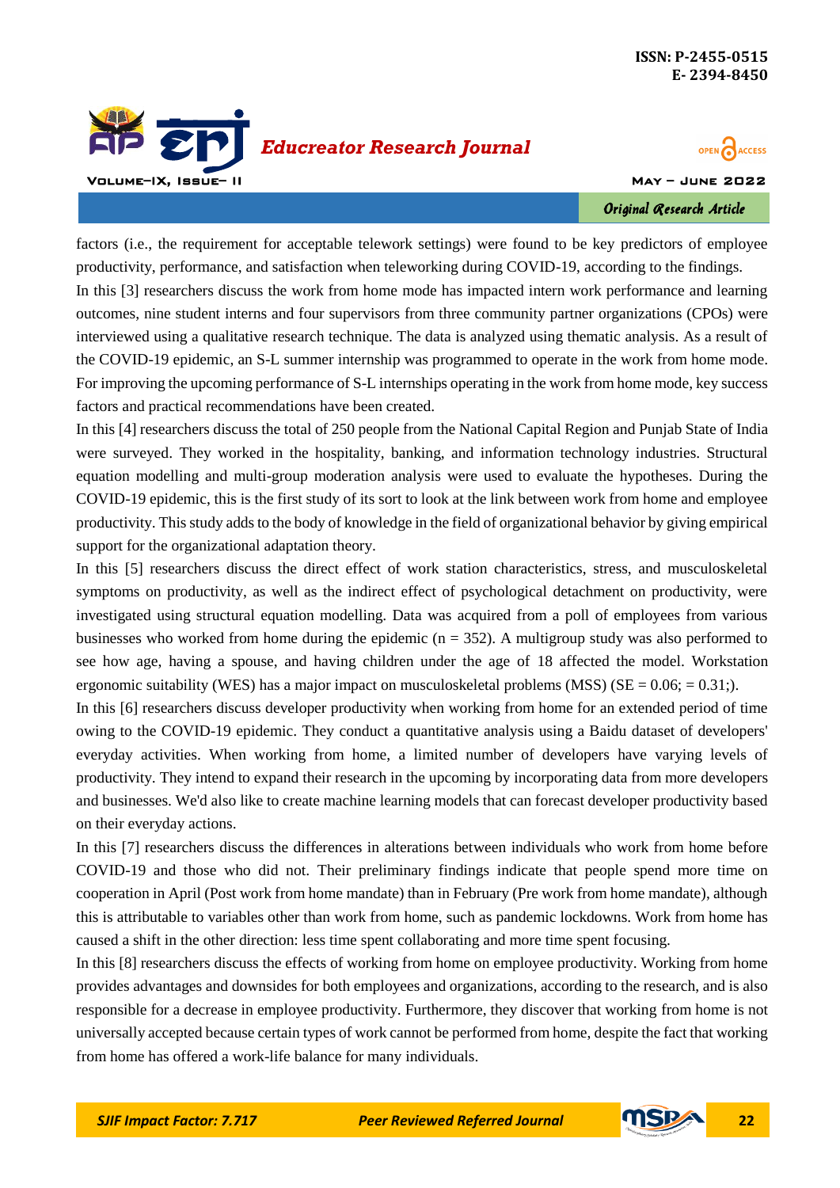factors (i.e., the requirement for acceptable telework settings) were found to be key predictors of employee productivity, performance, and satisfaction when teleworking during COVID-19, according to the findings.

In this [3] researchers discuss the work from home mode has impacted intern work performance and learning outcomes, nine student interns and four supervisors from three community partner organizations (CPOs) were interviewed using a qualitative research technique. The data is analyzed using thematic analysis. As a result of the COVID-19 epidemic, an S-L summer internship was programmed to operate in the work from home mode. For improving the upcoming performance of S-L internships operating in the work from home mode, key success factors and practical recommendations have been created.

In this [4] researchers discuss the total of 250 people from the National Capital Region and Punjab State of India were surveyed. They worked in the hospitality, banking, and information technology industries. Structural equation modelling and multi-group moderation analysis were used to evaluate the hypotheses. During the COVID-19 epidemic, this is the first study of its sort to look at the link between work from home and employee productivity. This study adds to the body of knowledge in the field of organizational behavior by giving empirical support for the organizational adaptation theory.

In this [5] researchers discuss the direct effect of work station characteristics, stress, and musculoskeletal symptoms on productivity, as well as the indirect effect of psychological detachment on productivity, were investigated using structural equation modelling. Data was acquired from a poll of employees from various businesses who worked from home during the epidemic (n = 352). A multigroup study was also performed to see how age, having a spouse, and having children under the age of 18 affected the model. Workstation ergonomic suitability (WES) has a major impact on musculoskeletal problems (MSS) (SE = 0.06; = 0.31;).

In this [6] researchers discuss developer productivity when working from home for an extended period of time owing to the COVID-19 epidemic. They conduct a quantitative analysis using a Baidu dataset of developers' everyday activities. When working from home, a limited number of developers have varying levels of productivity. They intend to expand their research in the upcoming by incorporating data from more developers and businesses. We'd also like to create machine learning models that can forecast developer productivity based on their everyday actions.

In this [7] researchers discuss the differences in alterations between individuals who work from home before COVID-19 and those who did not. Their preliminary findings indicate that people spend more time on cooperation in April (Post work from home mandate) than in February (Pre work from home mandate), although this is attributable to variables other than work from home, such as pandemic lockdowns. Work from home has caused a shift in the other direction: less time spent collaborating and more time spent focusing.

In this [8] researchers discuss the effects of working from home on employee productivity. Working from home provides advantages and downsides for both employees and organizations, according to the research, and is also responsible for a decrease in employee productivity. Furthermore, they discover that working from home is not universally accepted because certain types of work cannot be performed from home, despite the fact that working from home has offered a work-life balance for many individuals.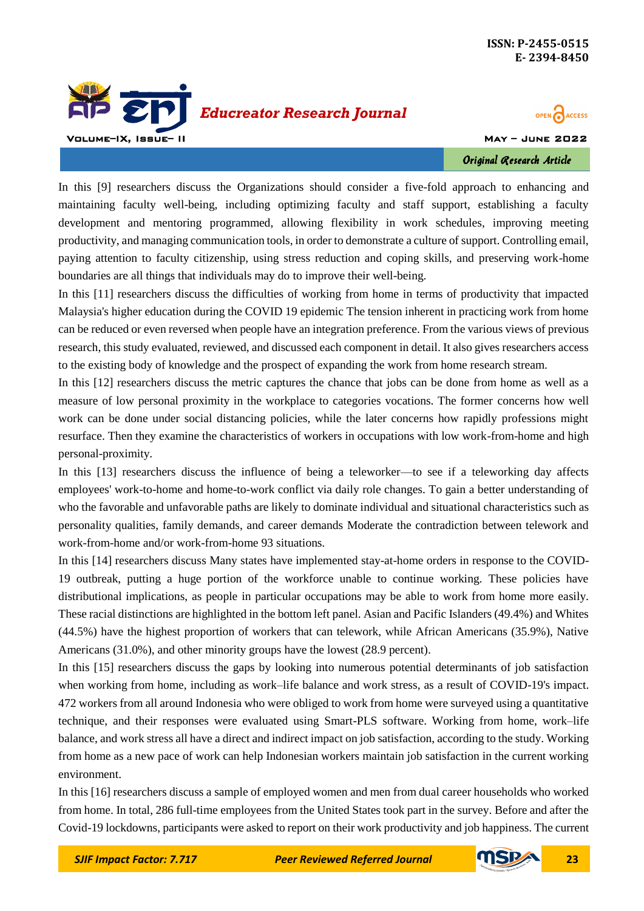In this [9] researchers discuss the Organizations should consider a five-fold approach to enhancing and maintaining faculty well-being, including optimizing faculty and staff support, establishing a faculty development and mentoring programmed, allowing flexibility in work schedules, improving meeting productivity, and managing communication tools, in order to demonstrate a culture of support. Controlling email, paying attention to faculty citizenship, using stress reduction and coping skills, and preserving work-home boundaries are all things that individuals may do to improve their well-being.

In this [11] researchers discuss the difficulties of working from home in terms of productivity that impacted Malaysia's higher education during the COVID 19 epidemic The tension inherent in practicing work from home can be reduced or even reversed when people have an integration preference. From the various views of previous research, this study evaluated, reviewed, and discussed each component in detail. It also gives researchers access to the existing body of knowledge and the prospect of expanding the work from home research stream.

In this [12] researchers discuss the metric captures the chance that jobs can be done from home as well as a measure of low personal proximity in the workplace to categories vocations. The former concerns how well work can be done under social distancing policies, while the later concerns how rapidly professions might resurface. Then they examine the characteristics of workers in occupations with low work-from-home and high personal-proximity.

In this [13] researchers discuss the influence of being a teleworker—to see if a teleworking day affects employees' work-to-home and home-to-work conflict via daily role changes. To gain a better understanding of who the favorable and unfavorable paths are likely to dominate individual and situational characteristics such as personality qualities, family demands, and career demands Moderate the contradiction between telework and work-from-home and/or work-from-home 93 situations.

In this [14] researchers discuss Many states have implemented stay-at-home orders in response to the COVID-19 outbreak, putting a huge portion of the workforce unable to continue working. These policies have distributional implications, as people in particular occupations may be able to work from home more easily. These racial distinctions are highlighted in the bottom left panel. Asian and Pacific Islanders (49.4%) and Whites (44.5%) have the highest proportion of workers that can telework, while African Americans (35.9%), Native Americans (31.0%), and other minority groups have the lowest (28.9 percent).

In this [15] researchers discuss the gaps by looking into numerous potential determinants of job satisfaction when working from home, including as work–life balance and work stress, as a result of COVID-19's impact. 472 workers from all around Indonesia who were obliged to work from home were surveyed using a quantitative technique, and their responses were evaluated using Smart-PLS software. Working from home, work–life balance, and work stress all have a direct and indirect impact on job satisfaction, according to the study. Working from home as a new pace of work can help Indonesian workers maintain job satisfaction in the current working environment.

In this [16] researchers discuss a sample of employed women and men from dual career households who worked from home. In total, 286 full-time employees from the United States took part in the survey. Before and after the Covid-19 lockdowns, participants were asked to report on their work productivity and job happiness. The current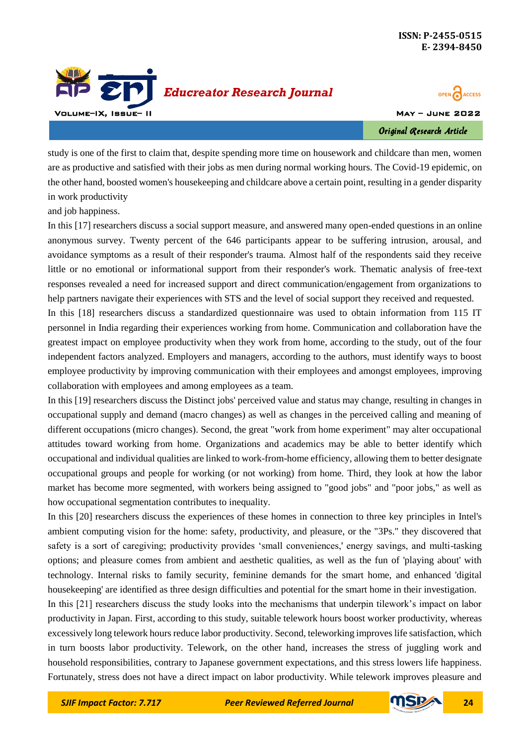study is one of the first to claim that, despite spending more time on housework and childcare than men, women are as productive and satisfied with their jobs as men during normal working hours. The Covid-19 epidemic, on the other hand, boosted women's housekeeping and childcare above a certain point, resulting in a gender disparity in work productivity
and job happiness.

In this [17] researchers discuss a social support measure, and answered many open-ended questions in an online anonymous survey. Twenty percent of the 646 participants appear to be suffering intrusion, arousal, and avoidance symptoms as a result of their responder's trauma. Almost half of the respondents said they receive little or no emotional or informational support from their responder's work. Thematic analysis of free-text responses revealed a need for increased support and direct communication/engagement from organizations to help partners navigate their experiences with STS and the level of social support they received and requested.

In this [18] researchers discuss a standardized questionnaire was used to obtain information from 115 IT personnel in India regarding their experiences working from home. Communication and collaboration have the greatest impact on employee productivity when they work from home, according to the study, out of the four independent factors analyzed. Employers and managers, according to the authors, must identify ways to boost employee productivity by improving communication with their employees and amongst employees, improving collaboration with employees and among employees as a team.

In this [19] researchers discuss the Distinct jobs' perceived value and status may change, resulting in changes in occupational supply and demand (macro changes) as well as changes in the perceived calling and meaning of different occupations (micro changes). Second, the great "work from home experiment" may alter occupational attitudes toward working from home. Organizations and academics may be able to better identify which occupational and individual qualities are linked to work-from-home efficiency, allowing them to better designate occupational groups and people for working (or not working) from home. Third, they look at how the labor market has become more segmented, with workers being assigned to "good jobs" and "poor jobs," as well as how occupational segmentation contributes to inequality.

In this [20] researchers discuss the experiences of these homes in connection to three key principles in Intel's ambient computing vision for the home: safety, productivity, and pleasure, or the "3Ps." they discovered that safety is a sort of caregiving; productivity provides 'small conveniences,' energy savings, and multi-tasking options; and pleasure comes from ambient and aesthetic qualities, as well as the fun of 'playing about' with technology. Internal risks to family security, feminine demands for the smart home, and enhanced 'digital housekeeping' are identified as three design difficulties and potential for the smart home in their investigation.

In this [21] researchers discuss the study looks into the mechanisms that underpin tilework's impact on labor productivity in Japan. First, according to this study, suitable telework hours boost worker productivity, whereas excessively long telework hours reduce labor productivity. Second, teleworking improves life satisfaction, which in turn boosts labor productivity. Telework, on the other hand, increases the stress of juggling work and household responsibilities, contrary to Japanese government expectations, and this stress lowers life happiness. Fortunately, stress does not have a direct impact on labor productivity. While telework improves pleasure and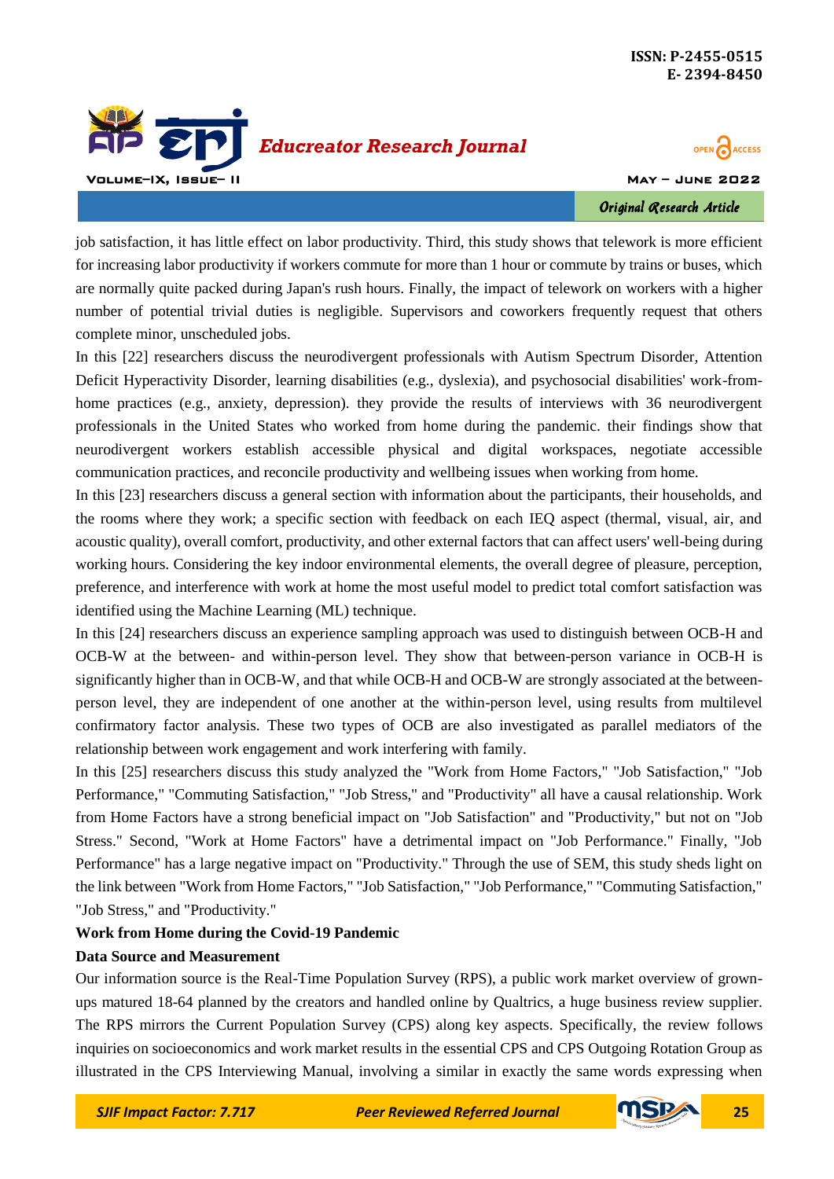job satisfaction, it has little effect on labor productivity. Third, this study shows that telework is more efficient for increasing labor productivity if workers commute for more than 1 hour or commute by trains or buses, which are normally quite packed during Japan's rush hours. Finally, the impact of telework on workers with a higher number of potential trivial duties is negligible. Supervisors and coworkers frequently request that others complete minor, unscheduled jobs.

In this [22] researchers discuss the neurodivergent professionals with Autism Spectrum Disorder, Attention Deficit Hyperactivity Disorder, learning disabilities (e.g., dyslexia), and psychosocial disabilities' work-from-home practices (e.g., anxiety, depression). they provide the results of interviews with 36 neurodivergent professionals in the United States who worked from home during the pandemic. their findings show that neurodivergent workers establish accessible physical and digital workspaces, negotiate accessible communication practices, and reconcile productivity and wellbeing issues when working from home.

In this [23] researchers discuss a general section with information about the participants, their households, and the rooms where they work; a specific section with feedback on each IEQ aspect (thermal, visual, air, and acoustic quality), overall comfort, productivity, and other external factors that can affect users' well-being during working hours. Considering the key indoor environmental elements, the overall degree of pleasure, perception, preference, and interference with work at home the most useful model to predict total comfort satisfaction was identified using the Machine Learning (ML) technique.

In this [24] researchers discuss an experience sampling approach was used to distinguish between OCB-H and OCB-W at the between- and within-person level. They show that between-person variance in OCB-H is significantly higher than in OCB-W, and that while OCB-H and OCB-W are strongly associated at the between-person level, they are independent of one another at the within-person level, using results from multilevel confirmatory factor analysis. These two types of OCB are also investigated as parallel mediators of the relationship between work engagement and work interfering with family.

In this [25] researchers discuss this study analyzed the "Work from Home Factors," "Job Satisfaction," "Job Performance," "Commuting Satisfaction," "Job Stress," and "Productivity" all have a causal relationship. Work from Home Factors have a strong beneficial impact on "Job Satisfaction" and "Productivity," but not on "Job Stress." Second, "Work at Home Factors" have a detrimental impact on "Job Performance." Finally, "Job Performance" has a large negative impact on "Productivity." Through the use of SEM, this study sheds light on the link between "Work from Home Factors," "Job Satisfaction," "Job Performance," "Commuting Satisfaction," "Job Stress," and "Productivity."

**Work from Home during the Covid-19 Pandemic**

**Data Source and Measurement**

Our information source is the Real-Time Population Survey (RPS), a public work market overview of grown-ups matured 18-64 planned by the creators and handled online by Qualtrics, a huge business review supplier. The RPS mirrors the Current Population Survey (CPS) along key aspects. Specifically, the review follows inquiries on socioeconomics and work market results in the essential CPS and CPS Outgoing Rotation Group as illustrated in the CPS Interviewing Manual, involving a similar in exactly the same words expressing when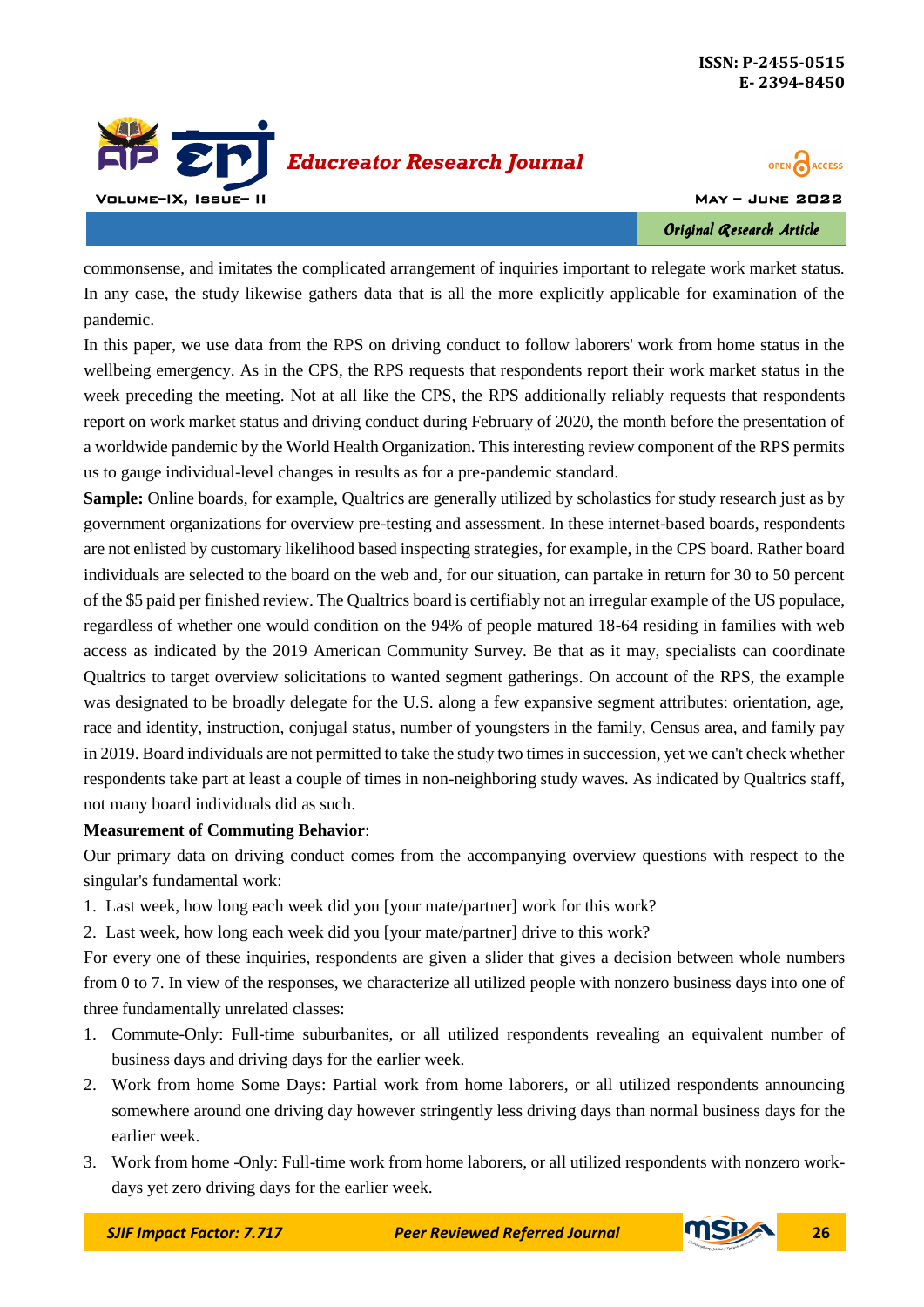commonsense, and imitates the complicated arrangement of inquiries important to relegate work market status. In any case, the study likewise gathers data that is all the more explicitly applicable for examination of the pandemic.

In this paper, we use data from the RPS on driving conduct to follow laborers' work from home status in the wellbeing emergency. As in the CPS, the RPS requests that respondents report their work market status in the week preceding the meeting. Not at all like the CPS, the RPS additionally reliably requests that respondents report on work market status and driving conduct during February of 2020, the month before the presentation of a worldwide pandemic by the World Health Organization. This interesting review component of the RPS permits us to gauge individual-level changes in results as for a pre-pandemic standard.

**Sample:** Online boards, for example, Qualtrics are generally utilized by scholastics for study research just as by government organizations for overview pre-testing and assessment. In these internet-based boards, respondents are not enlisted by customary likelihood based inspecting strategies, for example, in the CPS board. Rather board individuals are selected to the board on the web and, for our situation, can partake in return for 30 to 50 percent of the $5 paid per finished review. The Qualtrics board is certifiably not an irregular example of the US populace, regardless of whether one would condition on the 94% of people matured 18-64 residing in families with web access as indicated by the 2019 American Community Survey. Be that as it may, specialists can coordinate Qualtrics to target overview solicitations to wanted segment gatherings. On account of the RPS, the example was designated to be broadly delegate for the U.S. along a few expansive segment attributes: orientation, age, race and identity, instruction, conjugal status, number of youngsters in the family, Census area, and family pay in 2019. Board individuals are not permitted to take the study two times in succession, yet we can't check whether respondents take part at least a couple of times in non-neighboring study waves. As indicated by Qualtrics staff, not many board individuals did as such.

**Measurement of Commuting Behavior**:

Our primary data on driving conduct comes from the accompanying overview questions with respect to the singular's fundamental work:

1. Last week, how long each week did you [your mate/partner] work for this work?
2. Last week, how long each week did you [your mate/partner] drive to this work?

For every one of these inquiries, respondents are given a slider that gives a decision between whole numbers from 0 to 7. In view of the responses, we characterize all utilized people with nonzero business days into one of three fundamentally unrelated classes:

1. Commute-Only: Full-time suburbanites, or all utilized respondents revealing an equivalent number of business days and driving days for the earlier week.
2. Work from home Some Days: Partial work from home laborers, or all utilized respondents announcing somewhere around one driving day however stringently less driving days than normal business days for the earlier week.
3. Work from home -Only: Full-time work from home laborers, or all utilized respondents with nonzero work-days yet zero driving days for the earlier week.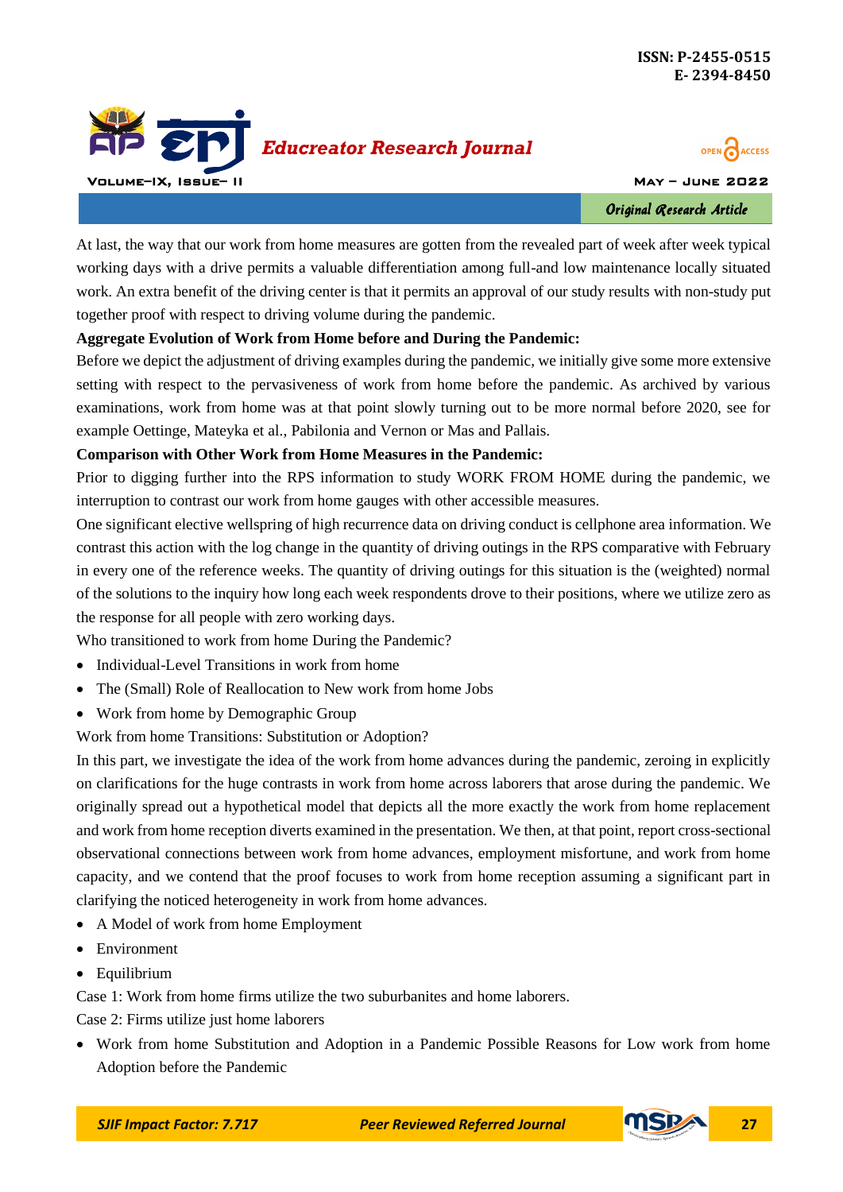At last, the way that our work from home measures are gotten from the revealed part of week after week typical working days with a drive permits a valuable differentiation among full-and low maintenance locally situated work. An extra benefit of the driving center is that it permits an approval of our study results with non-study put together proof with respect to driving volume during the pandemic.

**Aggregate Evolution of Work from Home before and During the Pandemic:**

Before we depict the adjustment of driving examples during the pandemic, we initially give some more extensive setting with respect to the pervasiveness of work from home before the pandemic. As archived by various examinations, work from home was at that point slowly turning out to be more normal before 2020, see for example Oettinge, Mateyka et al., Pabilonia and Vernon or Mas and Pallais.

**Comparison with Other Work from Home Measures in the Pandemic:**

Prior to digging further into the RPS information to study WORK FROM HOME during the pandemic, we interruption to contrast our work from home gauges with other accessible measures.

One significant elective wellspring of high recurrence data on driving conduct is cellphone area information. We contrast this action with the log change in the quantity of driving outings in the RPS comparative with February in every one of the reference weeks. The quantity of driving outings for this situation is the (weighted) normal of the solutions to the inquiry how long each week respondents drove to their positions, where we utilize zero as the response for all people with zero working days.

Who transitioned to work from home During the Pandemic?

- Individual-Level Transitions in work from home
- The (Small) Role of Reallocation to New work from home Jobs
- Work from home by Demographic Group

Work from home Transitions: Substitution or Adoption?

In this part, we investigate the idea of the work from home advances during the pandemic, zeroing in explicitly on clarifications for the huge contrasts in work from home across laborers that arose during the pandemic. We originally spread out a hypothetical model that depicts all the more exactly the work from home replacement and work from home reception diverts examined in the presentation. We then, at that point, report cross-sectional observational connections between work from home advances, employment misfortune, and work from home capacity, and we contend that the proof focuses to work from home reception assuming a significant part in clarifying the noticed heterogeneity in work from home advances.

- A Model of work from home Employment
- Environment
- Equilibrium

Case 1: Work from home firms utilize the two suburbanites and home laborers.

Case 2: Firms utilize just home laborers

- Work from home Substitution and Adoption in a Pandemic Possible Reasons for Low work from home Adoption before the Pandemic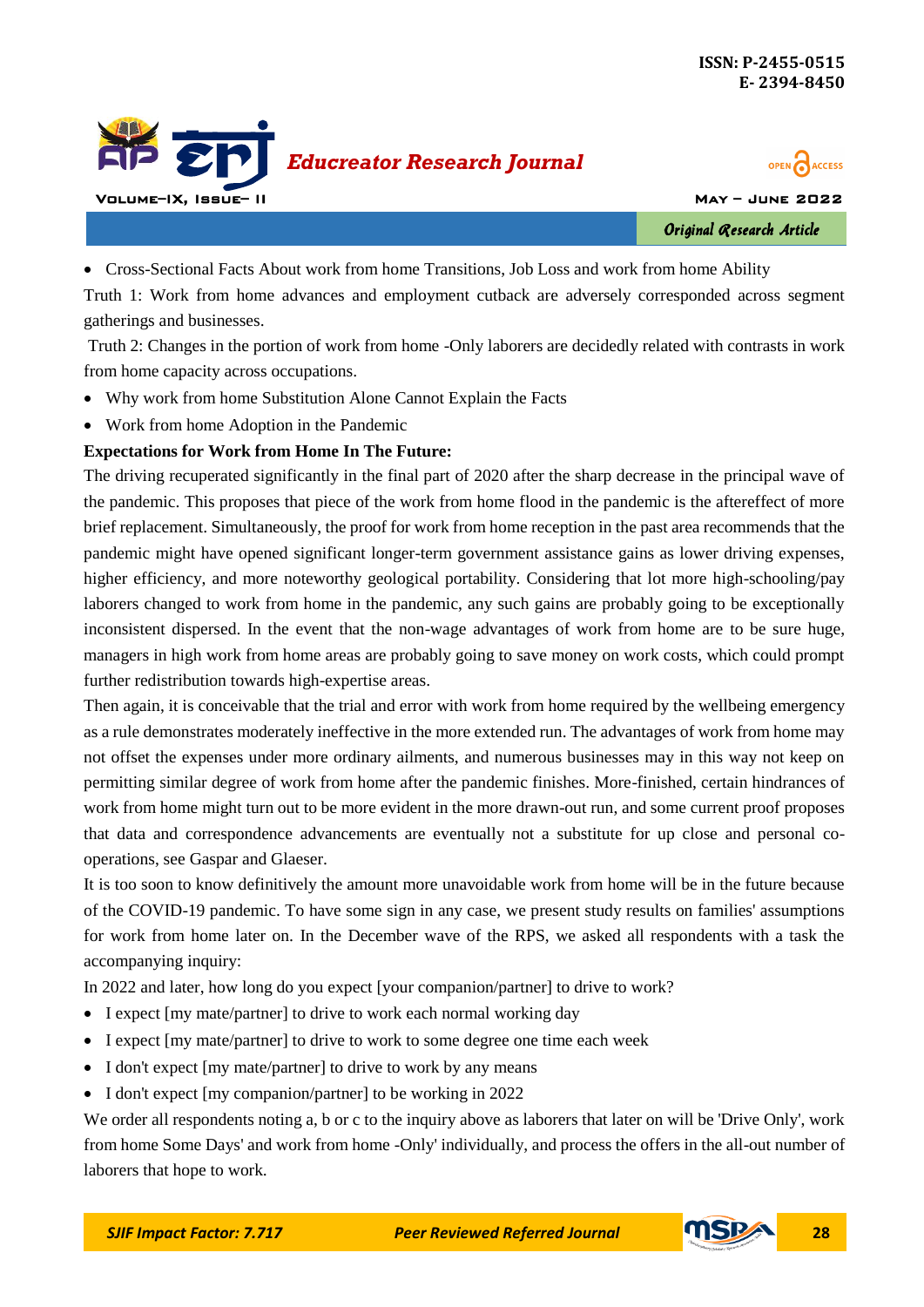- Cross-Sectional Facts About work from home Transitions, Job Loss and work from home Ability

Truth 1: Work from home advances and employment cutback are adversely corresponded across segment gatherings and businesses.

Truth 2: Changes in the portion of work from home -Only laborers are decidedly related with contrasts in work from home capacity across occupations.

- Why work from home Substitution Alone Cannot Explain the Facts
- Work from home Adoption in the Pandemic

**Expectations for Work from Home In The Future:**

The driving recuperated significantly in the final part of 2020 after the sharp decrease in the principal wave of the pandemic. This proposes that piece of the work from home flood in the pandemic is the aftereffect of more brief replacement. Simultaneously, the proof for work from home reception in the past area recommends that the pandemic might have opened significant longer-term government assistance gains as lower driving expenses, higher efficiency, and more noteworthy geological portability. Considering that lot more high-schooling/pay laborers changed to work from home in the pandemic, any such gains are probably going to be exceptionally inconsistent dispersed. In the event that the non-wage advantages of work from home are to be sure huge, managers in high work from home areas are probably going to save money on work costs, which could prompt further redistribution towards high-expertise areas.

Then again, it is conceivable that the trial and error with work from home required by the wellbeing emergency as a rule demonstrates moderately ineffective in the more extended run. The advantages of work from home may not offset the expenses under more ordinary ailments, and numerous businesses may in this way not keep on permitting similar degree of work from home after the pandemic finishes. More-finished, certain hindrances of work from home might turn out to be more evident in the more drawn-out run, and some current proof proposes that data and correspondence advancements are eventually not a substitute for up close and personal co-operations, see Gaspar and Glaeser.

It is too soon to know definitively the amount more unavoidable work from home will be in the future because of the COVID-19 pandemic. To have some sign in any case, we present study results on families' assumptions for work from home later on. In the December wave of the RPS, we asked all respondents with a task the accompanying inquiry:

In 2022 and later, how long do you expect [your companion/partner] to drive to work?

- I expect [my mate/partner] to drive to work each normal working day
- I expect [my mate/partner] to drive to work to some degree one time each week
- I don't expect [my mate/partner] to drive to work by any means
- I don't expect [my companion/partner] to be working in 2022

We order all respondents noting a, b or c to the inquiry above as laborers that later on will be 'Drive Only', work from home Some Days' and work from home -Only' individually, and process the offers in the all-out number of laborers that hope to work.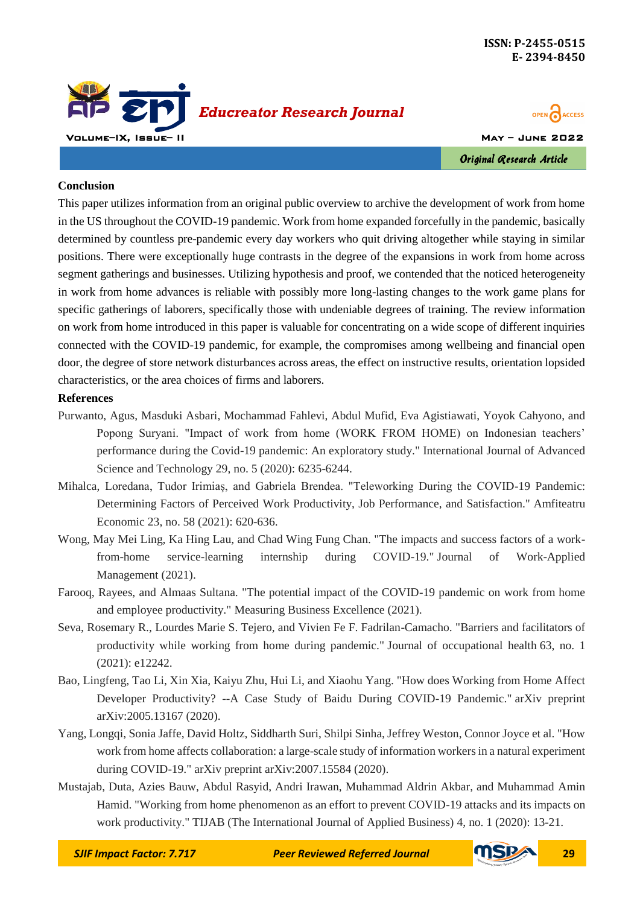## Conclusion

This paper utilizes information from an original public overview to archive the development of work from home in the US throughout the COVID-19 pandemic. Work from home expanded forcefully in the pandemic, basically determined by countless pre-pandemic every day workers who quit driving altogether while staying in similar positions. There were exceptionally huge contrasts in the degree of the expansions in work from home across segment gatherings and businesses. Utilizing hypothesis and proof, we contended that the noticed heterogeneity in work from home advances is reliable with possibly more long-lasting changes to the work game plans for specific gatherings of laborers, specifically those with undeniable degrees of training. The review information on work from home introduced in this paper is valuable for concentrating on a wide scope of different inquiries connected with the COVID-19 pandemic, for example, the compromises among wellbeing and financial open door, the degree of store network disturbances across areas, the effect on instructive results, orientation lopsided characteristics, or the area choices of firms and laborers.

## References

- Purwanto, Agus, Masduki Asbari, Mochammad Fahlevi, Abdul Mufid, Eva Agistiawati, Yoyok Cahyono, and Popong Suryani. "Impact of work from home (WORK FROM HOME) on Indonesian teachers' performance during the Covid-19 pandemic: An exploratory study." International Journal of Advanced Science and Technology 29, no. 5 (2020): 6235-6244.
- Mihalca, Loredana, Tudor Irimiaş, and Gabriela Brendea. "Teleworking During the COVID-19 Pandemic: Determining Factors of Perceived Work Productivity, Job Performance, and Satisfaction." Amfiteatru Economic 23, no. 58 (2021): 620-636.
- Wong, May Mei Ling, Ka Hing Lau, and Chad Wing Fung Chan. "The impacts and success factors of a work-from-home service-learning internship during COVID-19." Journal of Work-Applied Management (2021).
- Farooq, Rayees, and Almaas Sultana. "The potential impact of the COVID-19 pandemic on work from home and employee productivity." Measuring Business Excellence (2021).
- Seva, Rosemary R., Lourdes Marie S. Tejero, and Vivien Fe F. Fadrilan-Camacho. "Barriers and facilitators of productivity while working from home during pandemic." Journal of occupational health 63, no. 1 (2021): e12242.
- Bao, Lingfeng, Tao Li, Xin Xia, Kaiyu Zhu, Hui Li, and Xiaohu Yang. "How does Working from Home Affect Developer Productivity? --A Case Study of Baidu During COVID-19 Pandemic." arXiv preprint arXiv:2005.13167 (2020).
- Yang, Longqi, Sonia Jaffe, David Holtz, Siddharth Suri, Shilpi Sinha, Jeffrey Weston, Connor Joyce et al. "How work from home affects collaboration: a large-scale study of information workers in a natural experiment during COVID-19." arXiv preprint arXiv:2007.15584 (2020).
- Mustajab, Duta, Azies Bauw, Abdul Rasyid, Andri Irawan, Muhammad Aldrin Akbar, and Muhammad Amin Hamid. "Working from home phenomenon as an effort to prevent COVID-19 attacks and its impacts on work productivity." TIJAB (The International Journal of Applied Business) 4, no. 1 (2020): 13-21.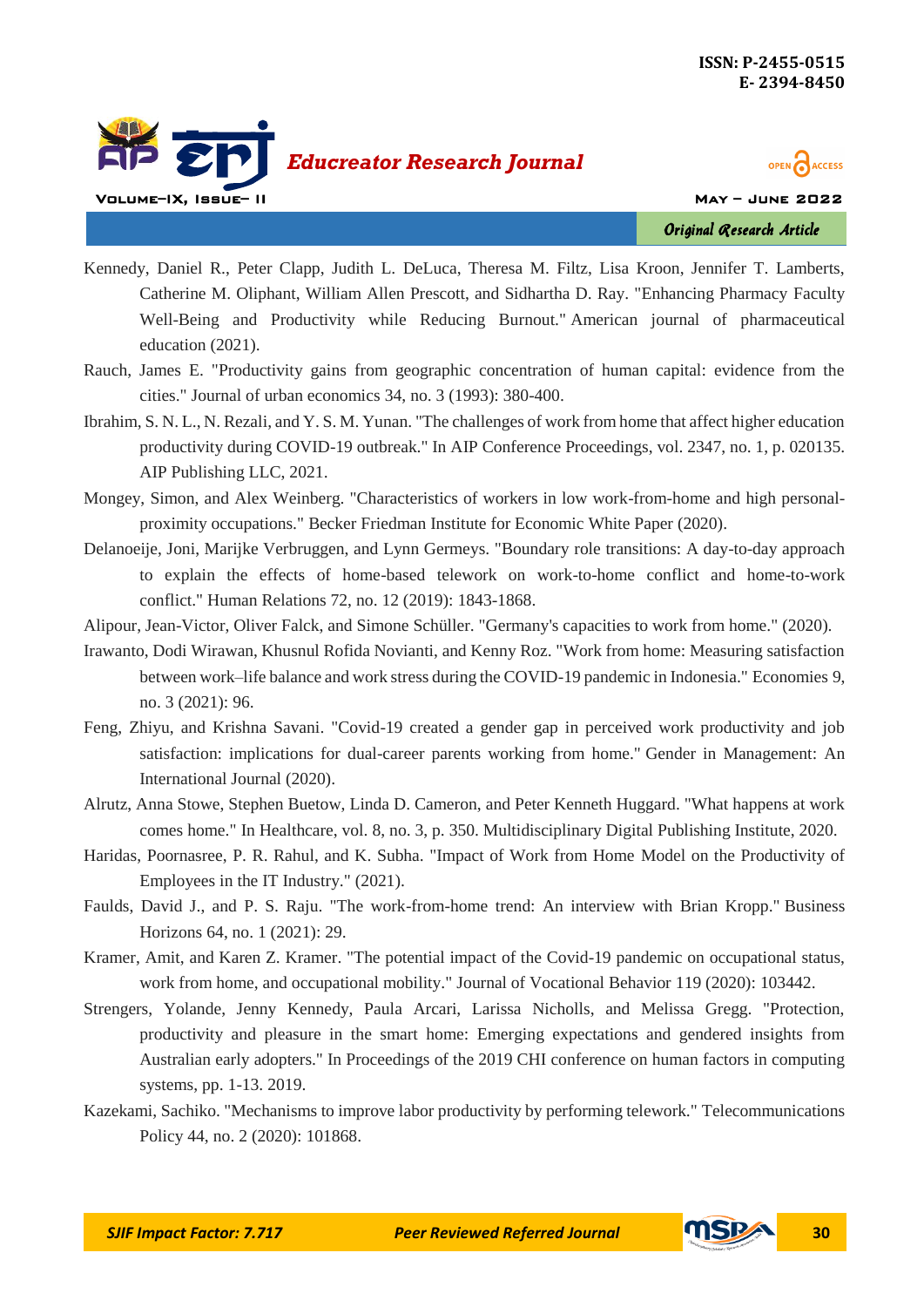Kennedy, Daniel R., Peter Clapp, Judith L. DeLuca, Theresa M. Filtz, Lisa Kroon, Jennifer T. Lamberts, Catherine M. Oliphant, William Allen Prescott, and Sidhartha D. Ray. "Enhancing Pharmacy Faculty Well-Being and Productivity while Reducing Burnout." American journal of pharmaceutical education (2021).

Rauch, James E. "Productivity gains from geographic concentration of human capital: evidence from the cities." Journal of urban economics 34, no. 3 (1993): 380-400.

Ibrahim, S. N. L., N. Rezali, and Y. S. M. Yunan. "The challenges of work from home that affect higher education productivity during COVID-19 outbreak." In AIP Conference Proceedings, vol. 2347, no. 1, p. 020135. AIP Publishing LLC, 2021.

Mongey, Simon, and Alex Weinberg. "Characteristics of workers in low work-from-home and high personal-proximity occupations." Becker Friedman Institute for Economic White Paper (2020).

Delanoeije, Joni, Marijke Verbruggen, and Lynn Germeys. "Boundary role transitions: A day-to-day approach to explain the effects of home-based telework on work-to-home conflict and home-to-work conflict." Human Relations 72, no. 12 (2019): 1843-1868.

Alipour, Jean-Victor, Oliver Falck, and Simone Schüller. "Germany's capacities to work from home." (2020).

Irawanto, Dodi Wirawan, Khusnul Rofida Novianti, and Kenny Roz. "Work from home: Measuring satisfaction between work–life balance and work stress during the COVID-19 pandemic in Indonesia." Economies 9, no. 3 (2021): 96.

Feng, Zhiyu, and Krishna Savani. "Covid-19 created a gender gap in perceived work productivity and job satisfaction: implications for dual-career parents working from home." Gender in Management: An International Journal (2020).

Alrutz, Anna Stowe, Stephen Buetow, Linda D. Cameron, and Peter Kenneth Huggard. "What happens at work comes home." In Healthcare, vol. 8, no. 3, p. 350. Multidisciplinary Digital Publishing Institute, 2020.

Haridas, Poornasree, P. R. Rahul, and K. Subha. "Impact of Work from Home Model on the Productivity of Employees in the IT Industry." (2021).

Faulds, David J., and P. S. Raju. "The work-from-home trend: An interview with Brian Kropp." Business Horizons 64, no. 1 (2021): 29.

Kramer, Amit, and Karen Z. Kramer. "The potential impact of the Covid-19 pandemic on occupational status, work from home, and occupational mobility." Journal of Vocational Behavior 119 (2020): 103442.

Strengers, Yolande, Jenny Kennedy, Paula Arcari, Larissa Nicholls, and Melissa Gregg. "Protection, productivity and pleasure in the smart home: Emerging expectations and gendered insights from Australian early adopters." In Proceedings of the 2019 CHI conference on human factors in computing systems, pp. 1-13. 2019.

Kazekami, Sachiko. "Mechanisms to improve labor productivity by performing telework." Telecommunications Policy 44, no. 2 (2020): 101868.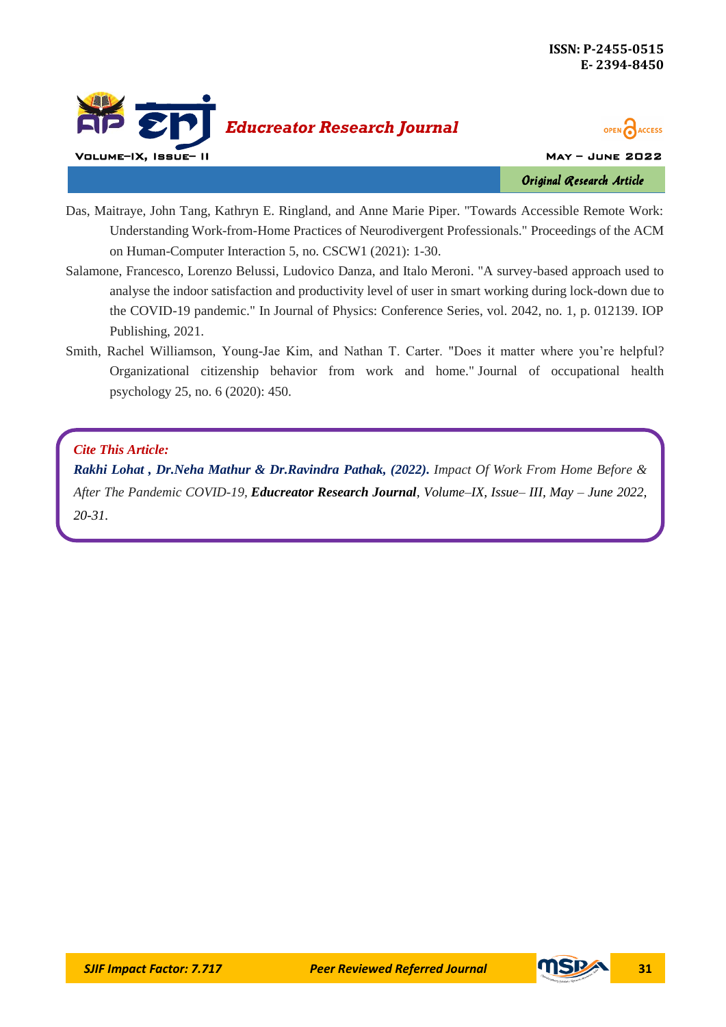Das, Maitraye, John Tang, Kathryn E. Ringland, and Anne Marie Piper. "Towards Accessible Remote Work: Understanding Work-from-Home Practices of Neurodivergent Professionals." Proceedings of the ACM on Human-Computer Interaction 5, no. CSCW1 (2021): 1-30.

Salamone, Francesco, Lorenzo Belussi, Ludovico Danza, and Italo Meroni. "A survey-based approach used to analyse the indoor satisfaction and productivity level of user in smart working during lock-down due to the COVID-19 pandemic." In Journal of Physics: Conference Series, vol. 2042, no. 1, p. 012139. IOP Publishing, 2021.

Smith, Rachel Williamson, Young-Jae Kim, and Nathan T. Carter. "Does it matter where you're helpful? Organizational citizenship behavior from work and home." Journal of occupational health psychology 25, no. 6 (2020): 450.

*Cite This Article:*

***Rakhi Lohat , Dr.Neha Mathur & Dr.Ravindra Pathak, (2022).*** *Impact Of Work From Home Before & After The Pandemic COVID-19,* ***Educreator Research Journal****, Volume–IX, Issue– III, May – June 2022, 20-31.*